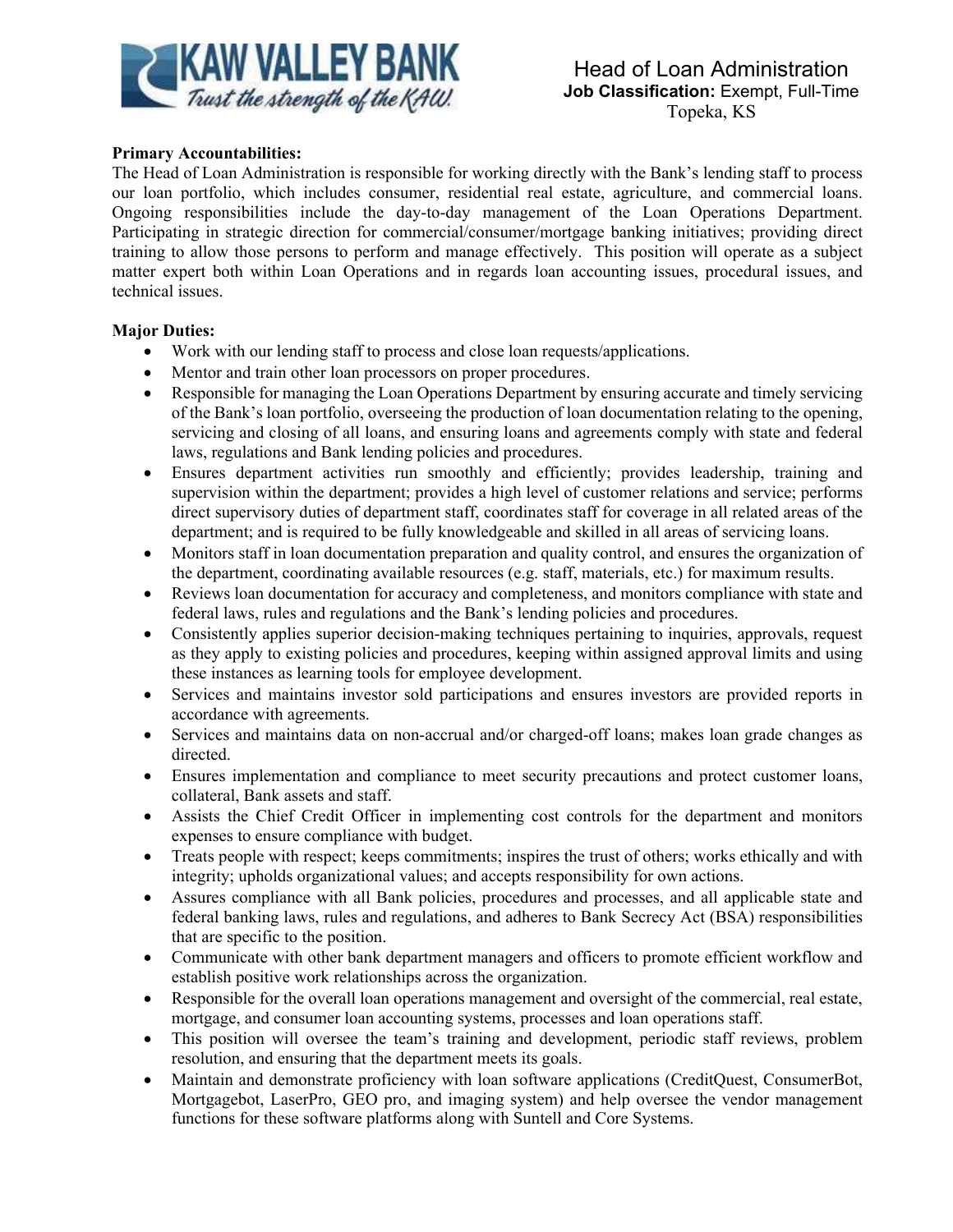KAW VALLEY BANK
*Trust the strength of the KAW.*

# Head of Loan Administration

**Job Classification:** Exempt, Full-Time
Topeka, KS

**Primary Accountabilities:**

The Head of Loan Administration is responsible for working directly with the Bank's lending staff to process our loan portfolio, which includes consumer, residential real estate, agriculture, and commercial loans. Ongoing responsibilities include the day-to-day management of the Loan Operations Department. Participating in strategic direction for commercial/consumer/mortgage banking initiatives; providing direct training to allow those persons to perform and manage effectively. This position will operate as a subject matter expert both within Loan Operations and in regards loan accounting issues, procedural issues, and technical issues.

**Major Duties:**

- Work with our lending staff to process and close loan requests/applications.
- Mentor and train other loan processors on proper procedures.
- Responsible for managing the Loan Operations Department by ensuring accurate and timely servicing of the Bank's loan portfolio, overseeing the production of loan documentation relating to the opening, servicing and closing of all loans, and ensuring loans and agreements comply with state and federal laws, regulations and Bank lending policies and procedures.
- Ensures department activities run smoothly and efficiently; provides leadership, training and supervision within the department; provides a high level of customer relations and service; performs direct supervisory duties of department staff, coordinates staff for coverage in all related areas of the department; and is required to be fully knowledgeable and skilled in all areas of servicing loans.
- Monitors staff in loan documentation preparation and quality control, and ensures the organization of the department, coordinating available resources (e.g. staff, materials, etc.) for maximum results.
- Reviews loan documentation for accuracy and completeness, and monitors compliance with state and federal laws, rules and regulations and the Bank's lending policies and procedures.
- Consistently applies superior decision-making techniques pertaining to inquiries, approvals, request as they apply to existing policies and procedures, keeping within assigned approval limits and using these instances as learning tools for employee development.
- Services and maintains investor sold participations and ensures investors are provided reports in accordance with agreements.
- Services and maintains data on non-accrual and/or charged-off loans; makes loan grade changes as directed.
- Ensures implementation and compliance to meet security precautions and protect customer loans, collateral, Bank assets and staff.
- Assists the Chief Credit Officer in implementing cost controls for the department and monitors expenses to ensure compliance with budget.
- Treats people with respect; keeps commitments; inspires the trust of others; works ethically and with integrity; upholds organizational values; and accepts responsibility for own actions.
- Assures compliance with all Bank policies, procedures and processes, and all applicable state and federal banking laws, rules and regulations, and adheres to Bank Secrecy Act (BSA) responsibilities that are specific to the position.
- Communicate with other bank department managers and officers to promote efficient workflow and establish positive work relationships across the organization.
- Responsible for the overall loan operations management and oversight of the commercial, real estate, mortgage, and consumer loan accounting systems, processes and loan operations staff.
- This position will oversee the team's training and development, periodic staff reviews, problem resolution, and ensuring that the department meets its goals.
- Maintain and demonstrate proficiency with loan software applications (CreditQuest, ConsumerBot, Mortgagebot, LaserPro, GEO pro, and imaging system) and help oversee the vendor management functions for these software platforms along with Suntell and Core Systems.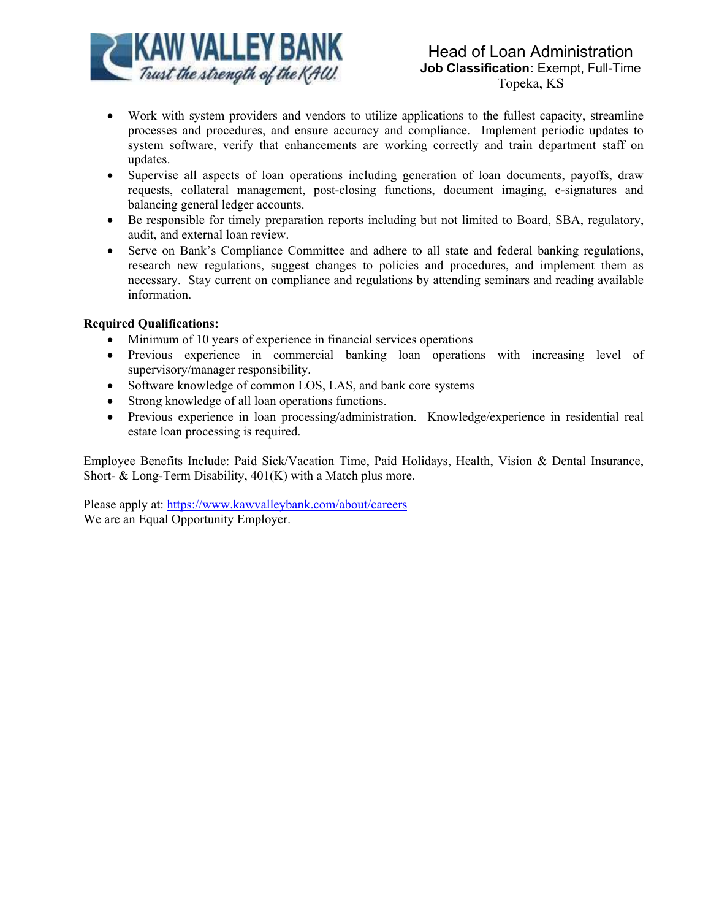- Work with system providers and vendors to utilize applications to the fullest capacity, streamline processes and procedures, and ensure accuracy and compliance. Implement periodic updates to system software, verify that enhancements are working correctly and train department staff on updates.
- Supervise all aspects of loan operations including generation of loan documents, payoffs, draw requests, collateral management, post-closing functions, document imaging, e-signatures and balancing general ledger accounts.
- Be responsible for timely preparation reports including but not limited to Board, SBA, regulatory, audit, and external loan review.
- Serve on Bank's Compliance Committee and adhere to all state and federal banking regulations, research new regulations, suggest changes to policies and procedures, and implement them as necessary. Stay current on compliance and regulations by attending seminars and reading available information.

**Required Qualifications:**

- Minimum of 10 years of experience in financial services operations
- Previous experience in commercial banking loan operations with increasing level of supervisory/manager responsibility.
- Software knowledge of common LOS, LAS, and bank core systems
- Strong knowledge of all loan operations functions.
- Previous experience in loan processing/administration. Knowledge/experience in residential real estate loan processing is required.

Employee Benefits Include: Paid Sick/Vacation Time, Paid Holidays, Health, Vision & Dental Insurance, Short- & Long-Term Disability, 401(K) with a Match plus more.

Please apply at: https://www.kawvalleybank.com/about/careers
We are an Equal Opportunity Employer.